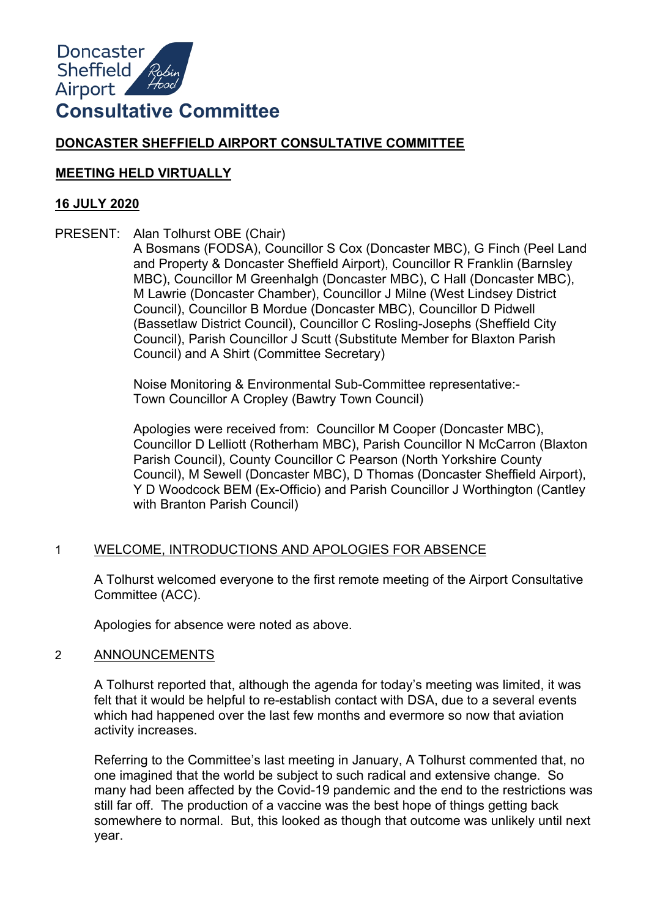Doncaster Sheffield Airport

# Consultative Committee

**DONCASTER SHEFFIELD AIRPORT CONSULTATIVE COMMITTEE**

**MEETING HELD VIRTUALLY**

**16 JULY 2020**

PRESENT: Alan Tolhurst OBE (Chair)
A Bosmans (FODSA), Councillor S Cox (Doncaster MBC), G Finch (Peel Land and Property & Doncaster Sheffield Airport), Councillor R Franklin (Barnsley MBC), Councillor M Greenhalgh (Doncaster MBC), C Hall (Doncaster MBC), M Lawrie (Doncaster Chamber), Councillor J Milne (West Lindsey District Council), Councillor B Mordue (Doncaster MBC), Councillor D Pidwell (Bassetlaw District Council), Councillor C Rosling-Josephs (Sheffield City Council), Parish Councillor J Scutt (Substitute Member for Blaxton Parish Council) and A Shirt (Committee Secretary)

Noise Monitoring & Environmental Sub-Committee representative:-
Town Councillor A Cropley (Bawtry Town Council)

Apologies were received from: Councillor M Cooper (Doncaster MBC), Councillor D Lelliott (Rotherham MBC), Parish Councillor N McCarron (Blaxton Parish Council), County Councillor C Pearson (North Yorkshire County Council), M Sewell (Doncaster MBC), D Thomas (Doncaster Sheffield Airport), Y D Woodcock BEM (Ex-Officio) and Parish Councillor J Worthington (Cantley with Branton Parish Council)

1 WELCOME, INTRODUCTIONS AND APOLOGIES FOR ABSENCE

A Tolhurst welcomed everyone to the first remote meeting of the Airport Consultative Committee (ACC).

Apologies for absence were noted as above.

2 ANNOUNCEMENTS

A Tolhurst reported that, although the agenda for today's meeting was limited, it was felt that it would be helpful to re-establish contact with DSA, due to a several events which had happened over the last few months and evermore so now that aviation activity increases.

Referring to the Committee's last meeting in January, A Tolhurst commented that, no one imagined that the world be subject to such radical and extensive change. So many had been affected by the Covid-19 pandemic and the end to the restrictions was still far off. The production of a vaccine was the best hope of things getting back somewhere to normal. But, this looked as though that outcome was unlikely until next year.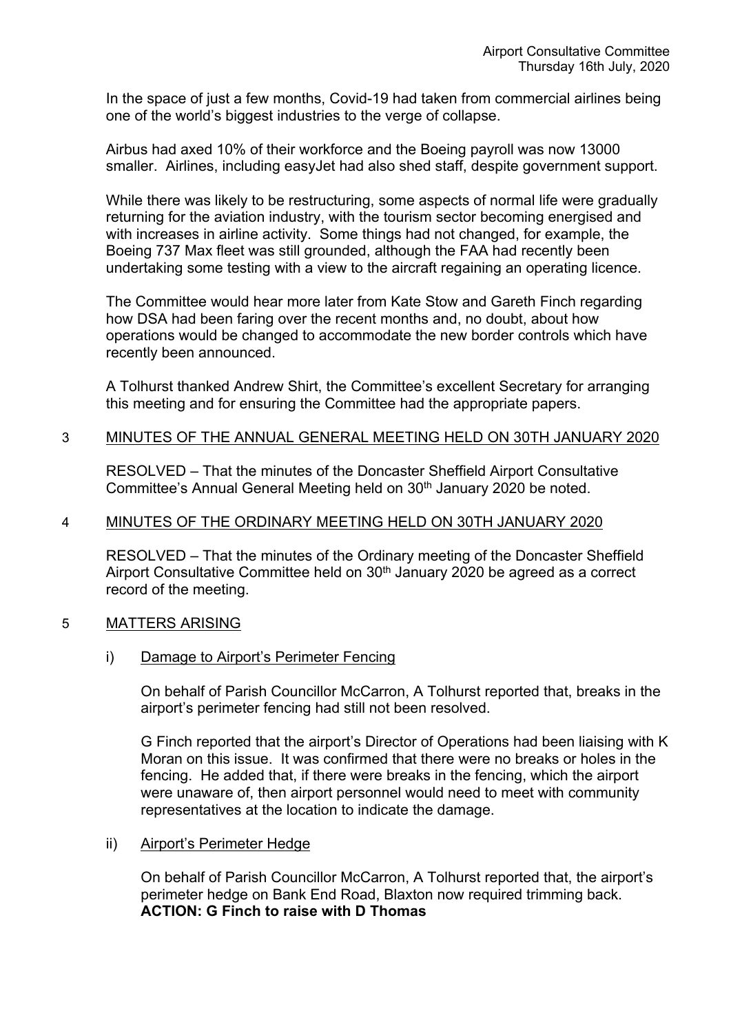In the space of just a few months, Covid-19 had taken from commercial airlines being one of the world's biggest industries to the verge of collapse.

Airbus had axed 10% of their workforce and the Boeing payroll was now 13000 smaller. Airlines, including easyJet had also shed staff, despite government support.

While there was likely to be restructuring, some aspects of normal life were gradually returning for the aviation industry, with the tourism sector becoming energised and with increases in airline activity. Some things had not changed, for example, the Boeing 737 Max fleet was still grounded, although the FAA had recently been undertaking some testing with a view to the aircraft regaining an operating licence.

The Committee would hear more later from Kate Stow and Gareth Finch regarding how DSA had been faring over the recent months and, no doubt, about how operations would be changed to accommodate the new border controls which have recently been announced.

A Tolhurst thanked Andrew Shirt, the Committee's excellent Secretary for arranging this meeting and for ensuring the Committee had the appropriate papers.

## 3 MINUTES OF THE ANNUAL GENERAL MEETING HELD ON 30TH JANUARY 2020

RESOLVED – That the minutes of the Doncaster Sheffield Airport Consultative Committee's Annual General Meeting held on 30th January 2020 be noted.

## 4 MINUTES OF THE ORDINARY MEETING HELD ON 30TH JANUARY 2020

RESOLVED – That the minutes of the Ordinary meeting of the Doncaster Sheffield Airport Consultative Committee held on 30th January 2020 be agreed as a correct record of the meeting.

## 5 MATTERS ARISING

### i) Damage to Airport's Perimeter Fencing

On behalf of Parish Councillor McCarron, A Tolhurst reported that, breaks in the airport's perimeter fencing had still not been resolved.

G Finch reported that the airport's Director of Operations had been liaising with K Moran on this issue. It was confirmed that there were no breaks or holes in the fencing. He added that, if there were breaks in the fencing, which the airport were unaware of, then airport personnel would need to meet with community representatives at the location to indicate the damage.

### ii) Airport's Perimeter Hedge

On behalf of Parish Councillor McCarron, A Tolhurst reported that, the airport's perimeter hedge on Bank End Road, Blaxton now required trimming back.
**ACTION: G Finch to raise with D Thomas**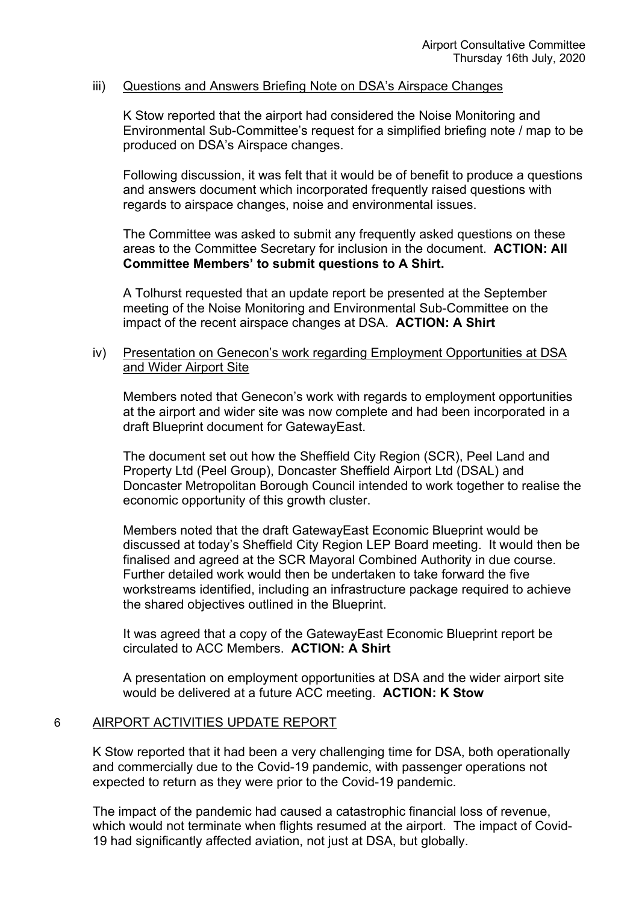iii) Questions and Answers Briefing Note on DSA's Airspace Changes

K Stow reported that the airport had considered the Noise Monitoring and Environmental Sub-Committee's request for a simplified briefing note / map to be produced on DSA's Airspace changes.

Following discussion, it was felt that it would be of benefit to produce a questions and answers document which incorporated frequently raised questions with regards to airspace changes, noise and environmental issues.

The Committee was asked to submit any frequently asked questions on these areas to the Committee Secretary for inclusion in the document. **ACTION: All Committee Members' to submit questions to A Shirt.**

A Tolhurst requested that an update report be presented at the September meeting of the Noise Monitoring and Environmental Sub-Committee on the impact of the recent airspace changes at DSA. **ACTION: A Shirt**

iv) Presentation on Genecon's work regarding Employment Opportunities at DSA and Wider Airport Site

Members noted that Genecon's work with regards to employment opportunities at the airport and wider site was now complete and had been incorporated in a draft Blueprint document for GatewayEast.

The document set out how the Sheffield City Region (SCR), Peel Land and Property Ltd (Peel Group), Doncaster Sheffield Airport Ltd (DSAL) and Doncaster Metropolitan Borough Council intended to work together to realise the economic opportunity of this growth cluster.

Members noted that the draft GatewayEast Economic Blueprint would be discussed at today's Sheffield City Region LEP Board meeting. It would then be finalised and agreed at the SCR Mayoral Combined Authority in due course. Further detailed work would then be undertaken to take forward the five workstreams identified, including an infrastructure package required to achieve the shared objectives outlined in the Blueprint.

It was agreed that a copy of the GatewayEast Economic Blueprint report be circulated to ACC Members. **ACTION: A Shirt**

A presentation on employment opportunities at DSA and the wider airport site would be delivered at a future ACC meeting. **ACTION: K Stow**

## 6 AIRPORT ACTIVITIES UPDATE REPORT

K Stow reported that it had been a very challenging time for DSA, both operationally and commercially due to the Covid-19 pandemic, with passenger operations not expected to return as they were prior to the Covid-19 pandemic.

The impact of the pandemic had caused a catastrophic financial loss of revenue, which would not terminate when flights resumed at the airport. The impact of Covid-19 had significantly affected aviation, not just at DSA, but globally.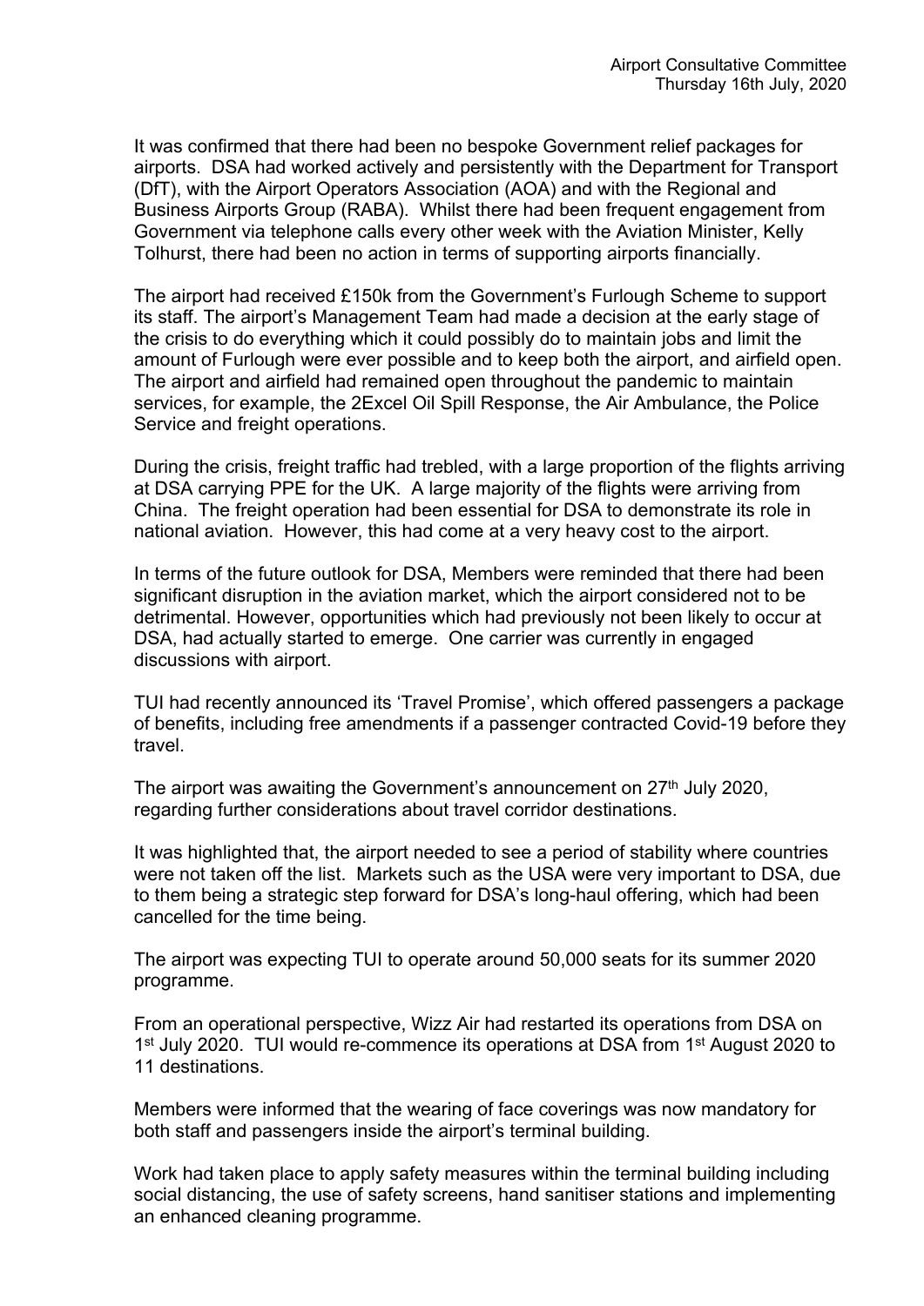It was confirmed that there had been no bespoke Government relief packages for airports. DSA had worked actively and persistently with the Department for Transport (DfT), with the Airport Operators Association (AOA) and with the Regional and Business Airports Group (RABA). Whilst there had been frequent engagement from Government via telephone calls every other week with the Aviation Minister, Kelly Tolhurst, there had been no action in terms of supporting airports financially.

The airport had received £150k from the Government's Furlough Scheme to support its staff. The airport's Management Team had made a decision at the early stage of the crisis to do everything which it could possibly do to maintain jobs and limit the amount of Furlough were ever possible and to keep both the airport, and airfield open. The airport and airfield had remained open throughout the pandemic to maintain services, for example, the 2Excel Oil Spill Response, the Air Ambulance, the Police Service and freight operations.

During the crisis, freight traffic had trebled, with a large proportion of the flights arriving at DSA carrying PPE for the UK. A large majority of the flights were arriving from China. The freight operation had been essential for DSA to demonstrate its role in national aviation. However, this had come at a very heavy cost to the airport.

In terms of the future outlook for DSA, Members were reminded that there had been significant disruption in the aviation market, which the airport considered not to be detrimental. However, opportunities which had previously not been likely to occur at DSA, had actually started to emerge. One carrier was currently in engaged discussions with airport.

TUI had recently announced its 'Travel Promise', which offered passengers a package of benefits, including free amendments if a passenger contracted Covid-19 before they travel.

The airport was awaiting the Government's announcement on 27th July 2020, regarding further considerations about travel corridor destinations.

It was highlighted that, the airport needed to see a period of stability where countries were not taken off the list. Markets such as the USA were very important to DSA, due to them being a strategic step forward for DSA's long-haul offering, which had been cancelled for the time being.

The airport was expecting TUI to operate around 50,000 seats for its summer 2020 programme.

From an operational perspective, Wizz Air had restarted its operations from DSA on 1st July 2020. TUI would re-commence its operations at DSA from 1st August 2020 to 11 destinations.

Members were informed that the wearing of face coverings was now mandatory for both staff and passengers inside the airport's terminal building.

Work had taken place to apply safety measures within the terminal building including social distancing, the use of safety screens, hand sanitiser stations and implementing an enhanced cleaning programme.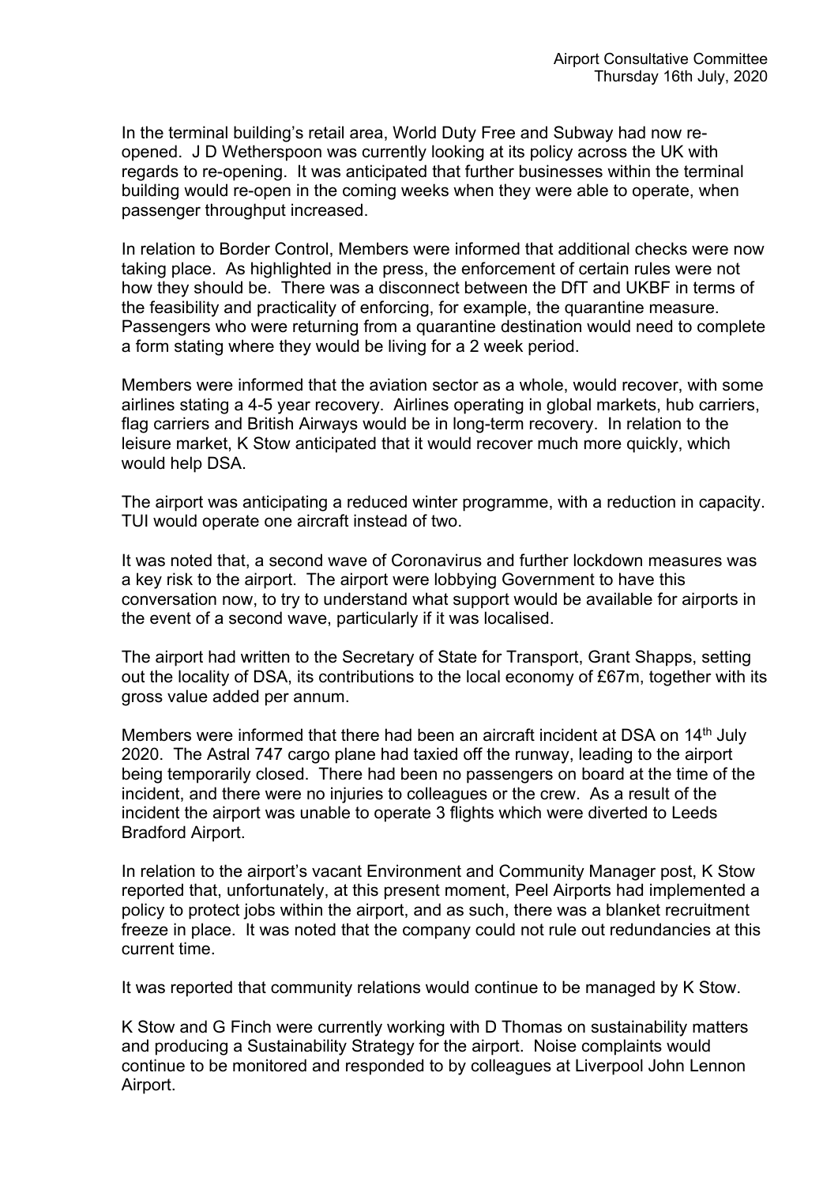In the terminal building's retail area, World Duty Free and Subway had now re-opened. J D Wetherspoon was currently looking at its policy across the UK with regards to re-opening. It was anticipated that further businesses within the terminal building would re-open in the coming weeks when they were able to operate, when passenger throughput increased.

In relation to Border Control, Members were informed that additional checks were now taking place. As highlighted in the press, the enforcement of certain rules were not how they should be. There was a disconnect between the DfT and UKBF in terms of the feasibility and practicality of enforcing, for example, the quarantine measure. Passengers who were returning from a quarantine destination would need to complete a form stating where they would be living for a 2 week period.

Members were informed that the aviation sector as a whole, would recover, with some airlines stating a 4-5 year recovery. Airlines operating in global markets, hub carriers, flag carriers and British Airways would be in long-term recovery. In relation to the leisure market, K Stow anticipated that it would recover much more quickly, which would help DSA.

The airport was anticipating a reduced winter programme, with a reduction in capacity. TUI would operate one aircraft instead of two.

It was noted that, a second wave of Coronavirus and further lockdown measures was a key risk to the airport. The airport were lobbying Government to have this conversation now, to try to understand what support would be available for airports in the event of a second wave, particularly if it was localised.

The airport had written to the Secretary of State for Transport, Grant Shapps, setting out the locality of DSA, its contributions to the local economy of £67m, together with its gross value added per annum.

Members were informed that there had been an aircraft incident at DSA on 14th July 2020. The Astral 747 cargo plane had taxied off the runway, leading to the airport being temporarily closed. There had been no passengers on board at the time of the incident, and there were no injuries to colleagues or the crew. As a result of the incident the airport was unable to operate 3 flights which were diverted to Leeds Bradford Airport.

In relation to the airport's vacant Environment and Community Manager post, K Stow reported that, unfortunately, at this present moment, Peel Airports had implemented a policy to protect jobs within the airport, and as such, there was a blanket recruitment freeze in place. It was noted that the company could not rule out redundancies at this current time.

It was reported that community relations would continue to be managed by K Stow.

K Stow and G Finch were currently working with D Thomas on sustainability matters and producing a Sustainability Strategy for the airport. Noise complaints would continue to be monitored and responded to by colleagues at Liverpool John Lennon Airport.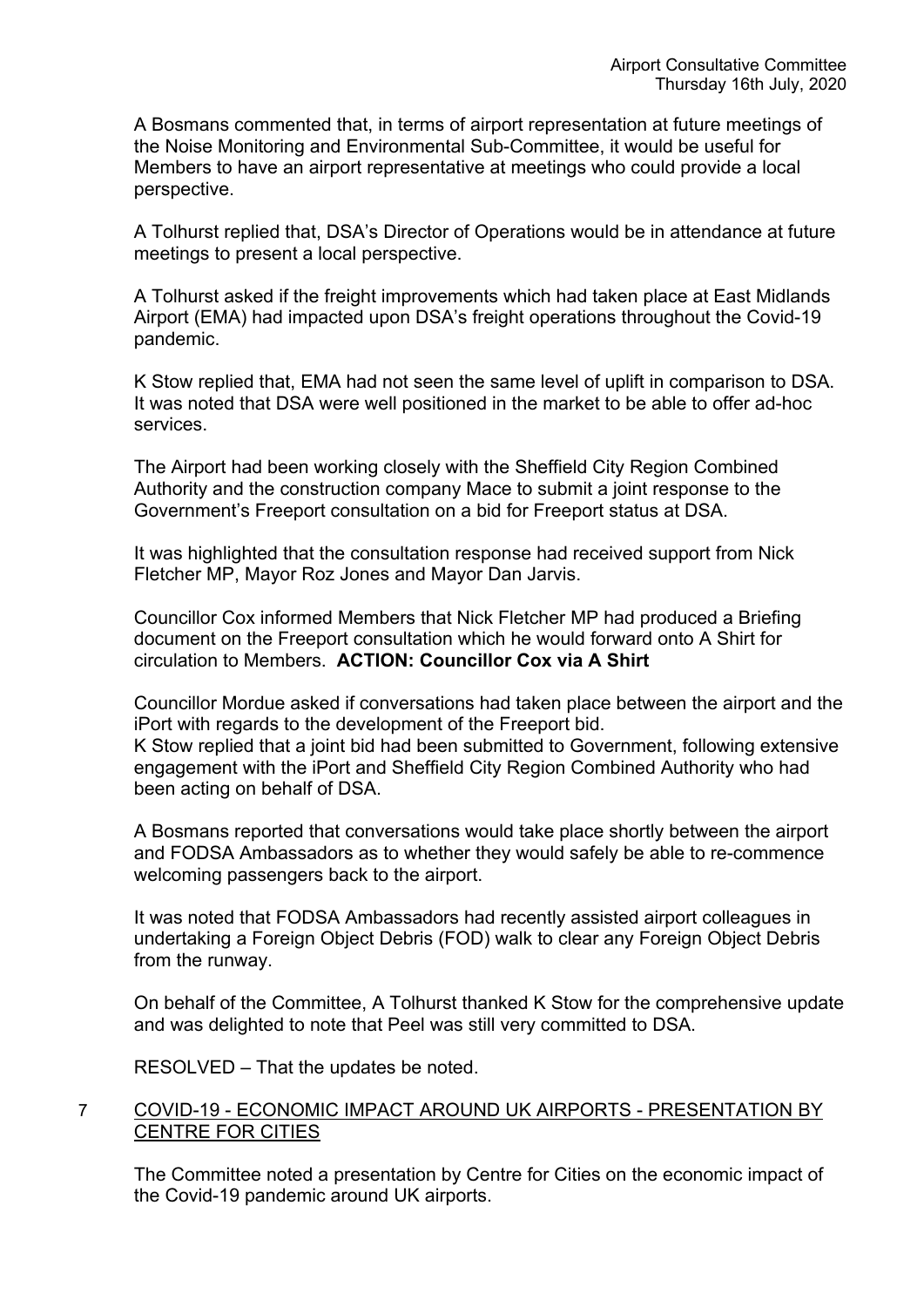A Bosmans commented that, in terms of airport representation at future meetings of the Noise Monitoring and Environmental Sub-Committee, it would be useful for Members to have an airport representative at meetings who could provide a local perspective.

A Tolhurst replied that, DSA's Director of Operations would be in attendance at future meetings to present a local perspective.

A Tolhurst asked if the freight improvements which had taken place at East Midlands Airport (EMA) had impacted upon DSA's freight operations throughout the Covid-19 pandemic.

K Stow replied that, EMA had not seen the same level of uplift in comparison to DSA. It was noted that DSA were well positioned in the market to be able to offer ad-hoc services.

The Airport had been working closely with the Sheffield City Region Combined Authority and the construction company Mace to submit a joint response to the Government's Freeport consultation on a bid for Freeport status at DSA.

It was highlighted that the consultation response had received support from Nick Fletcher MP, Mayor Roz Jones and Mayor Dan Jarvis.

Councillor Cox informed Members that Nick Fletcher MP had produced a Briefing document on the Freeport consultation which he would forward onto A Shirt for circulation to Members. **ACTION: Councillor Cox via A Shirt**

Councillor Mordue asked if conversations had taken place between the airport and the iPort with regards to the development of the Freeport bid.
K Stow replied that a joint bid had been submitted to Government, following extensive engagement with the iPort and Sheffield City Region Combined Authority who had been acting on behalf of DSA.

A Bosmans reported that conversations would take place shortly between the airport and FODSA Ambassadors as to whether they would safely be able to re-commence welcoming passengers back to the airport.

It was noted that FODSA Ambassadors had recently assisted airport colleagues in undertaking a Foreign Object Debris (FOD) walk to clear any Foreign Object Debris from the runway.

On behalf of the Committee, A Tolhurst thanked K Stow for the comprehensive update and was delighted to note that Peel was still very committed to DSA.

RESOLVED – That the updates be noted.

## 7 COVID-19 - ECONOMIC IMPACT AROUND UK AIRPORTS - PRESENTATION BY CENTRE FOR CITIES

The Committee noted a presentation by Centre for Cities on the economic impact of the Covid-19 pandemic around UK airports.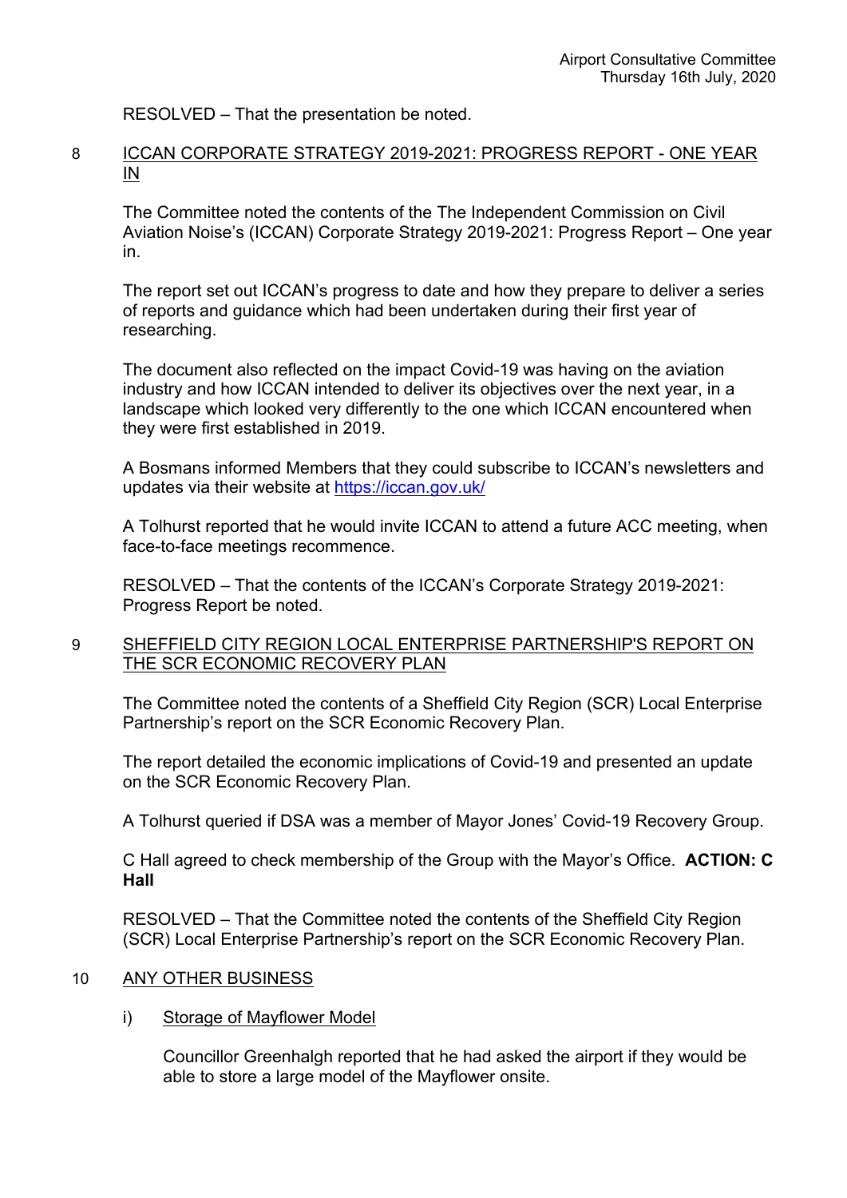RESOLVED – That the presentation be noted.

## 8 ICCAN CORPORATE STRATEGY 2019-2021: PROGRESS REPORT - ONE YEAR IN

The Committee noted the contents of the The Independent Commission on Civil Aviation Noise's (ICCAN) Corporate Strategy 2019-2021: Progress Report – One year in.

The report set out ICCAN's progress to date and how they prepare to deliver a series of reports and guidance which had been undertaken during their first year of researching.

The document also reflected on the impact Covid-19 was having on the aviation industry and how ICCAN intended to deliver its objectives over the next year, in a landscape which looked very differently to the one which ICCAN encountered when they were first established in 2019.

A Bosmans informed Members that they could subscribe to ICCAN's newsletters and updates via their website at https://iccan.gov.uk/

A Tolhurst reported that he would invite ICCAN to attend a future ACC meeting, when face-to-face meetings recommence.

RESOLVED – That the contents of the ICCAN's Corporate Strategy 2019-2021: Progress Report be noted.

## 9 SHEFFIELD CITY REGION LOCAL ENTERPRISE PARTNERSHIP'S REPORT ON THE SCR ECONOMIC RECOVERY PLAN

The Committee noted the contents of a Sheffield City Region (SCR) Local Enterprise Partnership's report on the SCR Economic Recovery Plan.

The report detailed the economic implications of Covid-19 and presented an update on the SCR Economic Recovery Plan.

A Tolhurst queried if DSA was a member of Mayor Jones' Covid-19 Recovery Group.

C Hall agreed to check membership of the Group with the Mayor's Office. **ACTION: C Hall**

RESOLVED – That the Committee noted the contents of the Sheffield City Region (SCR) Local Enterprise Partnership's report on the SCR Economic Recovery Plan.

## 10 ANY OTHER BUSINESS

### i) Storage of Mayflower Model

Councillor Greenhalgh reported that he had asked the airport if they would be able to store a large model of the Mayflower onsite.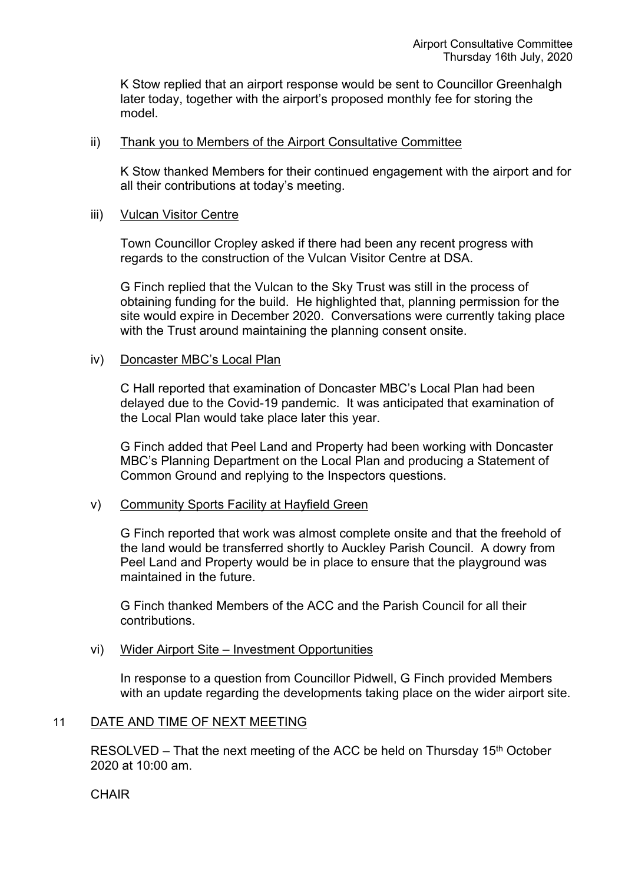K Stow replied that an airport response would be sent to Councillor Greenhalgh later today, together with the airport's proposed monthly fee for storing the model.

ii) Thank you to Members of the Airport Consultative Committee

K Stow thanked Members for their continued engagement with the airport and for all their contributions at today's meeting.

iii) Vulcan Visitor Centre

Town Councillor Cropley asked if there had been any recent progress with regards to the construction of the Vulcan Visitor Centre at DSA.

G Finch replied that the Vulcan to the Sky Trust was still in the process of obtaining funding for the build. He highlighted that, planning permission for the site would expire in December 2020. Conversations were currently taking place with the Trust around maintaining the planning consent onsite.

iv) Doncaster MBC's Local Plan

C Hall reported that examination of Doncaster MBC's Local Plan had been delayed due to the Covid-19 pandemic. It was anticipated that examination of the Local Plan would take place later this year.

G Finch added that Peel Land and Property had been working with Doncaster MBC's Planning Department on the Local Plan and producing a Statement of Common Ground and replying to the Inspectors questions.

v) Community Sports Facility at Hayfield Green

G Finch reported that work was almost complete onsite and that the freehold of the land would be transferred shortly to Auckley Parish Council. A dowry from Peel Land and Property would be in place to ensure that the playground was maintained in the future.

G Finch thanked Members of the ACC and the Parish Council for all their contributions.

vi) Wider Airport Site – Investment Opportunities

In response to a question from Councillor Pidwell, G Finch provided Members with an update regarding the developments taking place on the wider airport site.

## 11 DATE AND TIME OF NEXT MEETING

RESOLVED – That the next meeting of the ACC be held on Thursday 15th October 2020 at 10:00 am.

CHAIR